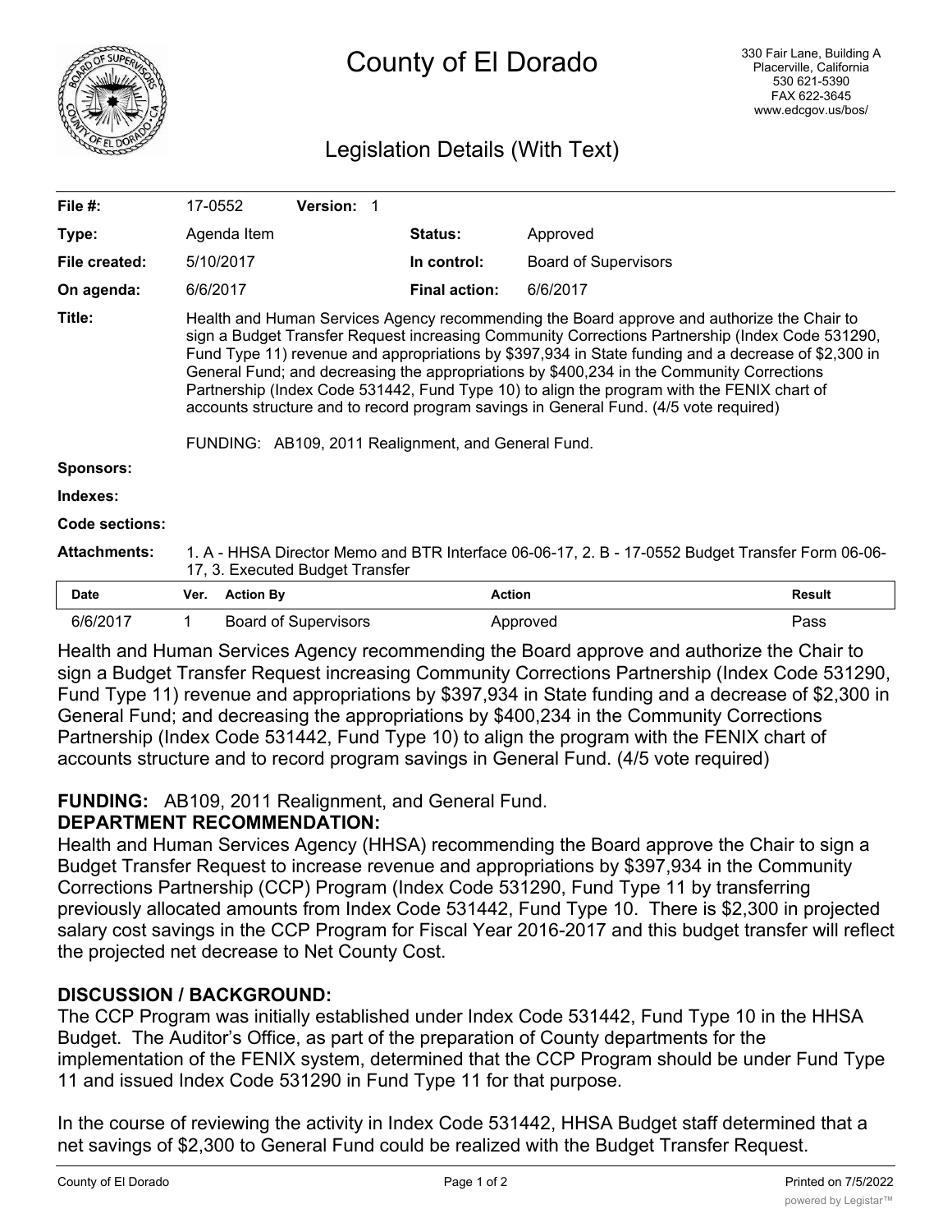# County of El Dorado

330 Fair Lane, Building A
Placerville, California
530 621-5390
FAX 622-3645
www.edcgov.us/bos/

## Legislation Details (With Text)

| | | | |
|---|---|---|---|
| **File #:** | 17-0552 **Version:** 1 | | |
| **Type:** | Agenda Item | **Status:** | Approved |
| **File created:** | 5/10/2017 | **In control:** | Board of Supervisors |
| **On agenda:** | 6/6/2017 | **Final action:** | 6/6/2017 |

**Title:** Health and Human Services Agency recommending the Board approve and authorize the Chair to sign a Budget Transfer Request increasing Community Corrections Partnership (Index Code 531290, Fund Type 11) revenue and appropriations by $397,934 in State funding and a decrease of $2,300 in General Fund; and decreasing the appropriations by $400,234 in the Community Corrections Partnership (Index Code 531442, Fund Type 10) to align the program with the FENIX chart of accounts structure and to record program savings in General Fund. (4/5 vote required)

FUNDING: AB109, 2011 Realignment, and General Fund.

**Sponsors:**

**Indexes:**

**Code sections:**

**Attachments:** 1. A - HHSA Director Memo and BTR Interface 06-06-17, 2. B - 17-0552 Budget Transfer Form 06-06-17, 3. Executed Budget Transfer

| Date | Ver. | Action By | Action | Result |
|---|---|---|---|---|
| 6/6/2017 | 1 | Board of Supervisors | Approved | Pass |

Health and Human Services Agency recommending the Board approve and authorize the Chair to sign a Budget Transfer Request increasing Community Corrections Partnership (Index Code 531290, Fund Type 11) revenue and appropriations by $397,934 in State funding and a decrease of $2,300 in General Fund; and decreasing the appropriations by $400,234 in the Community Corrections Partnership (Index Code 531442, Fund Type 10) to align the program with the FENIX chart of accounts structure and to record program savings in General Fund. (4/5 vote required)

**FUNDING:** AB109, 2011 Realignment, and General Fund.

**DEPARTMENT RECOMMENDATION:**

Health and Human Services Agency (HHSA) recommending the Board approve the Chair to sign a Budget Transfer Request to increase revenue and appropriations by $397,934 in the Community Corrections Partnership (CCP) Program (Index Code 531290, Fund Type 11 by transferring previously allocated amounts from Index Code 531442, Fund Type 10. There is $2,300 in projected salary cost savings in the CCP Program for Fiscal Year 2016-2017 and this budget transfer will reflect the projected net decrease to Net County Cost.

**DISCUSSION / BACKGROUND:**

The CCP Program was initially established under Index Code 531442, Fund Type 10 in the HHSA Budget. The Auditor's Office, as part of the preparation of County departments for the implementation of the FENIX system, determined that the CCP Program should be under Fund Type 11 and issued Index Code 531290 in Fund Type 11 for that purpose.

In the course of reviewing the activity in Index Code 531442, HHSA Budget staff determined that a net savings of $2,300 to General Fund could be realized with the Budget Transfer Request.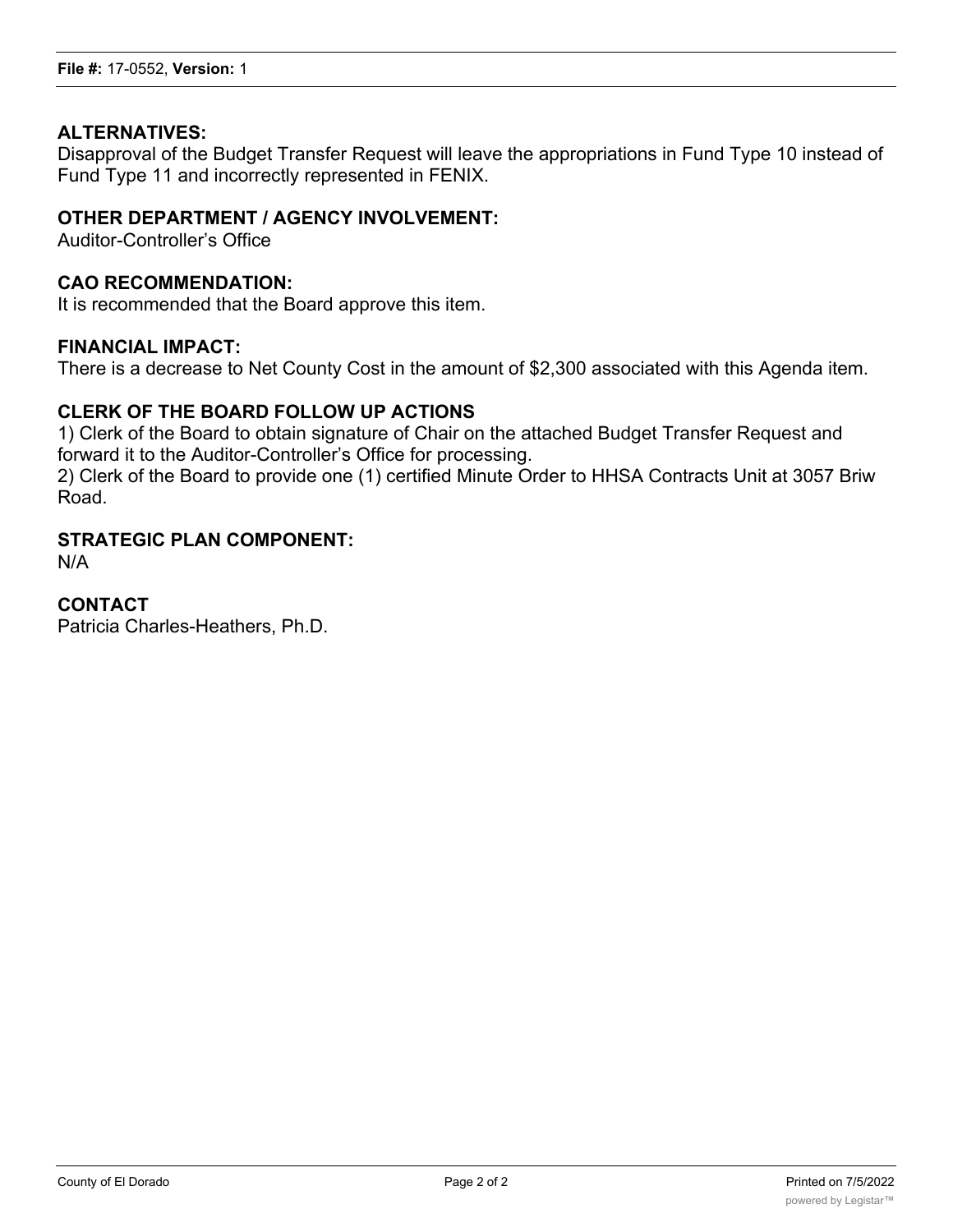## ALTERNATIVES:

Disapproval of the Budget Transfer Request will leave the appropriations in Fund Type 10 instead of Fund Type 11 and incorrectly represented in FENIX.

## OTHER DEPARTMENT / AGENCY INVOLVEMENT:

Auditor-Controller's Office

## CAO RECOMMENDATION:

It is recommended that the Board approve this item.

## FINANCIAL IMPACT:

There is a decrease to Net County Cost in the amount of $2,300 associated with this Agenda item.

## CLERK OF THE BOARD FOLLOW UP ACTIONS

1) Clerk of the Board to obtain signature of Chair on the attached Budget Transfer Request and forward it to the Auditor-Controller's Office for processing.
2) Clerk of the Board to provide one (1) certified Minute Order to HHSA Contracts Unit at 3057 Briw Road.

## STRATEGIC PLAN COMPONENT:

N/A

## CONTACT

Patricia Charles-Heathers, Ph.D.